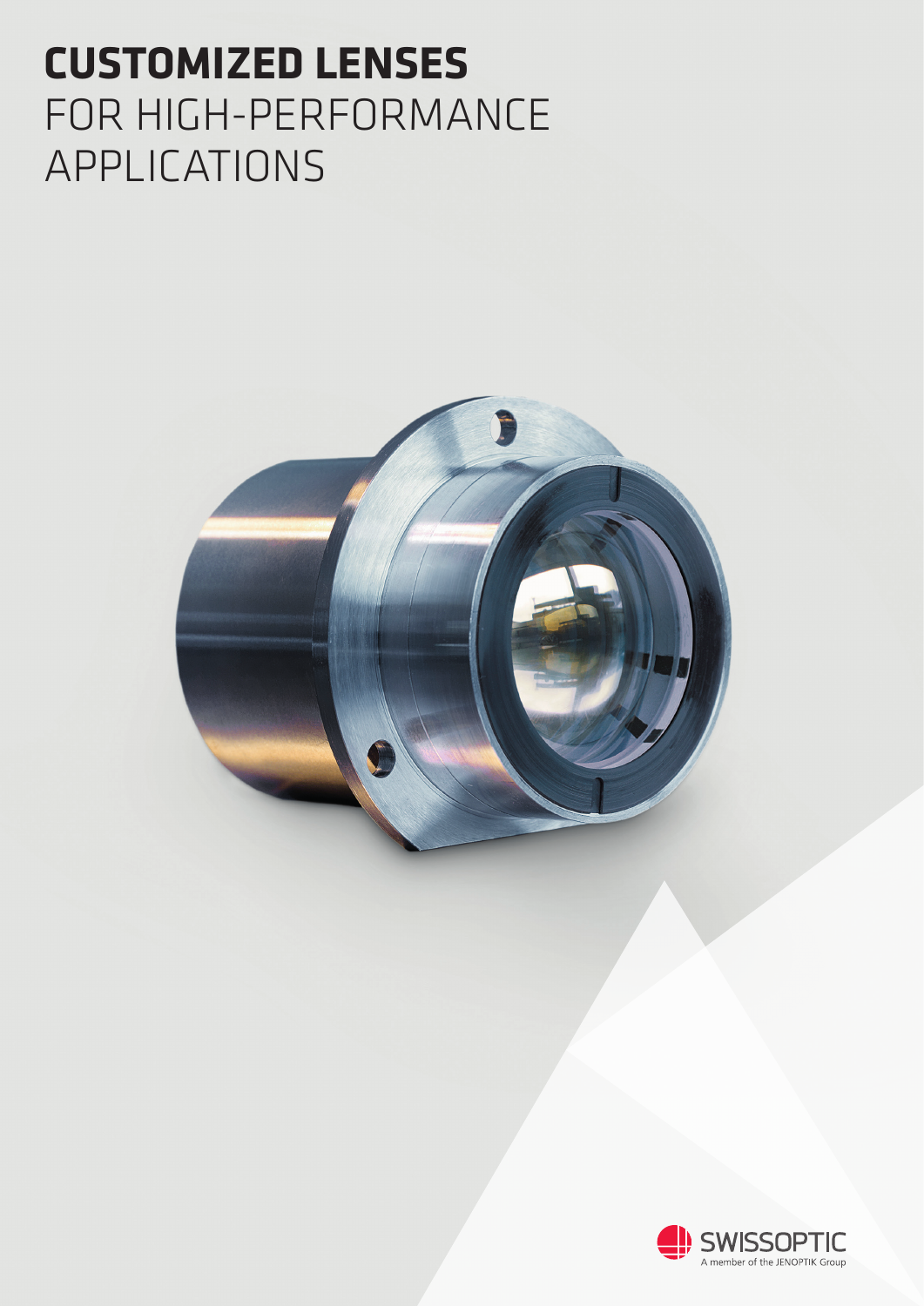# **CUSTOMIZED LENSES** FOR HIGH-PERFORMANCE APPLICATIONS

SWISSOPTIC
A member of the JENOPTIK Group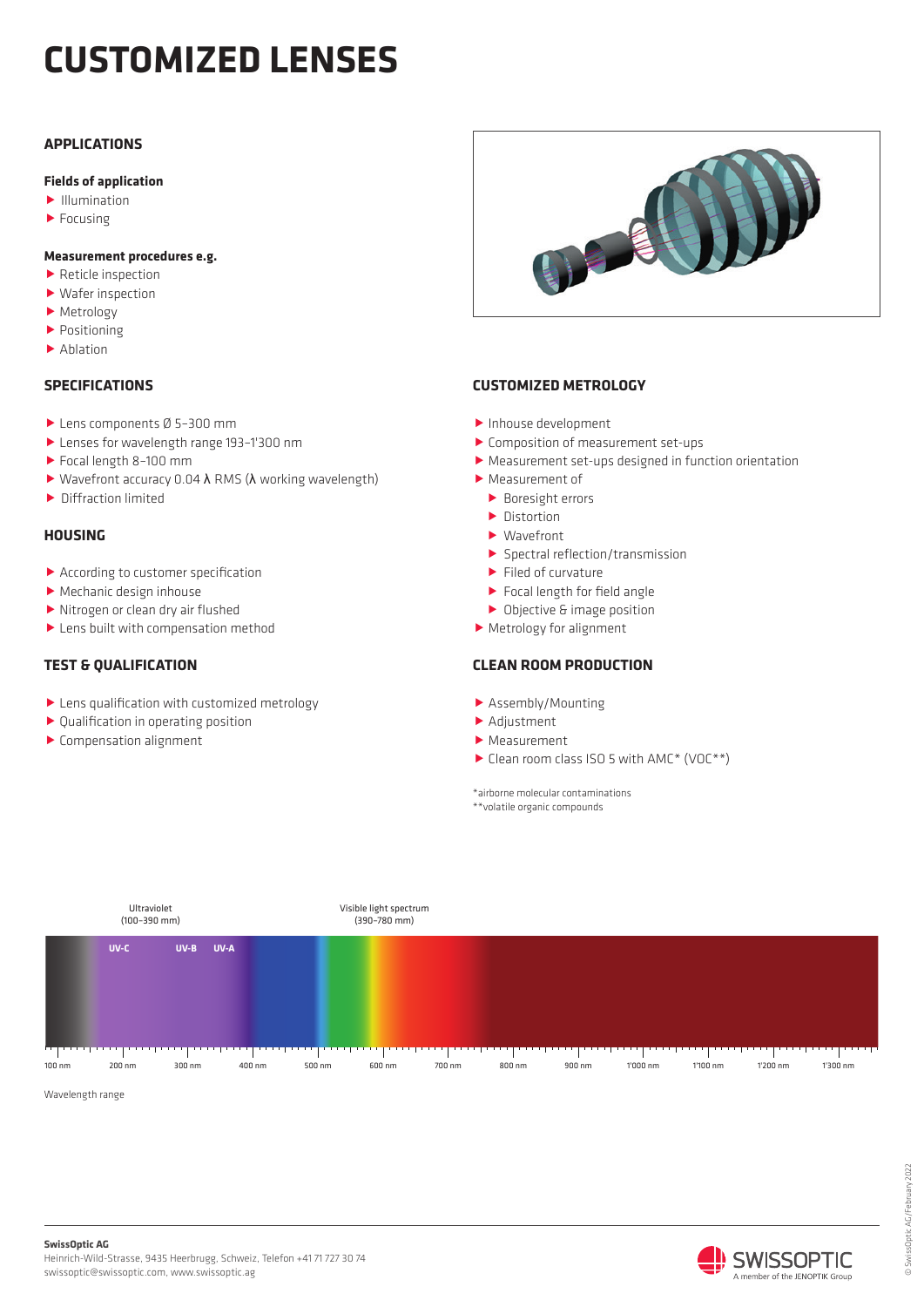# CUSTOMIZED LENSES

## APPLICATIONS

**Fields of application**

- Illumination
- Focusing

**Measurement procedures e.g.**

- Reticle inspection
- Wafer inspection
- Metrology
- Positioning
- Ablation

## SPECIFICATIONS

- Lens components Ø 5–300 mm
- Lenses for wavelength range 193–1'300 nm
- Focal length 8–100 mm
- Wavefront accuracy 0.04 λ RMS (λ working wavelength)
- Diffraction limited

## HOUSING

- According to customer specification
- Mechanic design inhouse
- Nitrogen or clean dry air flushed
- Lens built with compensation method

## TEST & QUALIFICATION

- Lens qualification with customized metrology
- Qualification in operating position
- Compensation alignment

## CUSTOMIZED METROLOGY

- Inhouse development
- Composition of measurement set-ups
- Measurement set-ups designed in function orientation
- Measurement of
  - Boresight errors
  - Distortion
  - Wavefront
  - Spectral reflection/transmission
  - Filed of curvature
  - Focal length for field angle
  - Objective & image position
- Metrology for alignment

## CLEAN ROOM PRODUCTION

- Assembly/Mounting
- Adjustment
- Measurement
- Clean room class ISO 5 with AMC* (VOC**)

*airborne molecular contaminations
**volatile organic compounds

Ultraviolet
(100–390 mm)

Visible light spectrum
(390–780 mm)

UV-C
UV-B
UV-A

100 nm
200 nm
300 nm
400 nm
500 nm
600 nm
700 nm
800 nm
900 nm
1'000 nm
1'100 nm
1'200 nm
1'300 nm

Wavelength range

**SwissOptic AG**
Heinrich-Wild-Strasse, 9435 Heerbrugg, Schweiz, Telefon +41 71 727 30 74
swissoptic@swissoptic.com, www.swissoptic.ag

SWISSOPTIC
A member of the JENOPTIK Group

© SwissOptic AG/February 2022